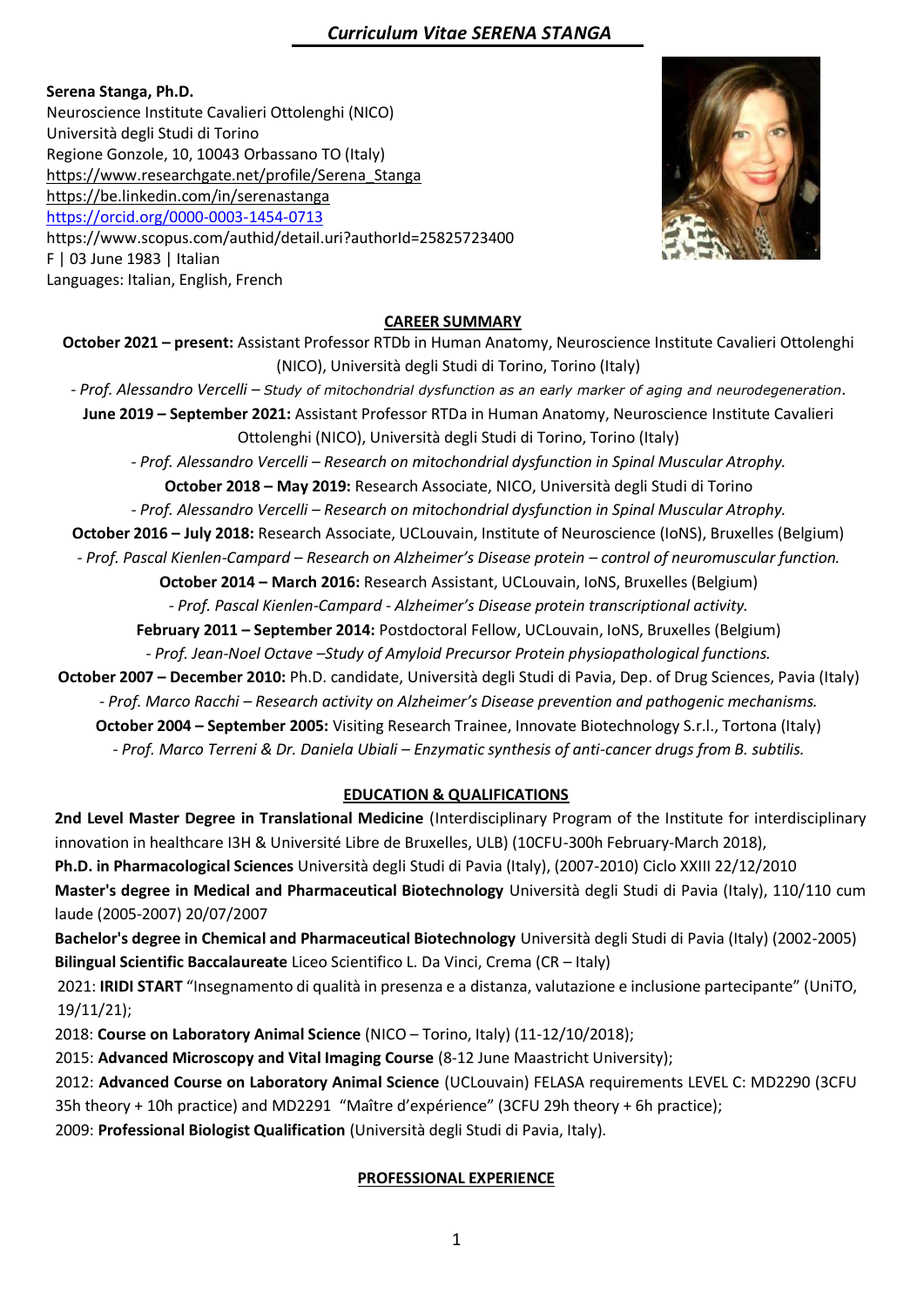# *Curriculum Vitae SERENA STANGA*

**Serena Stanga, Ph.D.**
Neuroscience Institute Cavalieri Ottolenghi (NICO)
Università degli Studi di Torino
Regione Gonzole, 10, 10043 Orbassano TO (Italy)
https://www.researchgate.net/profile/Serena_Stanga
https://be.linkedin.com/in/serenastanga
https://orcid.org/0000-0003-1454-0713
https://www.scopus.com/authid/detail.uri?authorId=25825723400
F | 03 June 1983 | Italian
Languages: Italian, English, French

## CAREER SUMMARY

**October 2021 – present:** Assistant Professor RTDb in Human Anatomy, Neuroscience Institute Cavalieri Ottolenghi (NICO), Università degli Studi di Torino, Torino (Italy)

*- Prof. Alessandro Vercelli – Study of mitochondrial dysfunction as an early marker of aging and neurodegeneration.*

**June 2019 – September 2021:** Assistant Professor RTDa in Human Anatomy, Neuroscience Institute Cavalieri Ottolenghi (NICO), Università degli Studi di Torino, Torino (Italy)

*- Prof. Alessandro Vercelli – Research on mitochondrial dysfunction in Spinal Muscular Atrophy.*

**October 2018 – May 2019:** Research Associate, NICO, Università degli Studi di Torino

*- Prof. Alessandro Vercelli – Research on mitochondrial dysfunction in Spinal Muscular Atrophy.*

**October 2016 – July 2018:** Research Associate, UCLouvain, Institute of Neuroscience (IoNS), Bruxelles (Belgium)

*- Prof. Pascal Kienlen-Campard – Research on Alzheimer's Disease protein – control of neuromuscular function.*

**October 2014 – March 2016:** Research Assistant, UCLouvain, IoNS, Bruxelles (Belgium)

*- Prof. Pascal Kienlen-Campard - Alzheimer's Disease protein transcriptional activity.*

**February 2011 – September 2014:** Postdoctoral Fellow, UCLouvain, IoNS, Bruxelles (Belgium)

*- Prof. Jean-Noel Octave –Study of Amyloid Precursor Protein physiopathological functions.*

**October 2007 – December 2010:** Ph.D. candidate, Università degli Studi di Pavia, Dep. of Drug Sciences, Pavia (Italy)

*- Prof. Marco Racchi – Research activity on Alzheimer's Disease prevention and pathogenic mechanisms.*

**October 2004 – September 2005:** Visiting Research Trainee, Innovate Biotechnology S.r.l., Tortona (Italy)

*- Prof. Marco Terreni & Dr. Daniela Ubiali – Enzymatic synthesis of anti-cancer drugs from B. subtilis.*

## EDUCATION & QUALIFICATIONS

**2nd Level Master Degree in Translational Medicine** (Interdisciplinary Program of the Institute for interdisciplinary innovation in healthcare I3H & Université Libre de Bruxelles, ULB) (10CFU-300h February-March 2018),

**Ph.D. in Pharmacological Sciences** Università degli Studi di Pavia (Italy), (2007-2010) Ciclo XXIII 22/12/2010

**Master's degree in Medical and Pharmaceutical Biotechnology** Università degli Studi di Pavia (Italy), 110/110 cum laude (2005-2007) 20/07/2007

**Bachelor's degree in Chemical and Pharmaceutical Biotechnology** Università degli Studi di Pavia (Italy) (2002-2005)

**Bilingual Scientific Baccalaureate** Liceo Scientifico L. Da Vinci, Crema (CR – Italy)

2021: **IRIDI START** "Insegnamento di qualità in presenza e a distanza, valutazione e inclusione partecipante" (UniTO, 19/11/21);

2018: **Course on Laboratory Animal Science** (NICO – Torino, Italy) (11-12/10/2018);

2015: **Advanced Microscopy and Vital Imaging Course** (8-12 June Maastricht University);

2012: **Advanced Course on Laboratory Animal Science** (UCLouvain) FELASA requirements LEVEL C: MD2290 (3CFU 35h theory + 10h practice) and MD2291 "Maître d'expérience" (3CFU 29h theory + 6h practice);

2009: **Professional Biologist Qualification** (Università degli Studi di Pavia, Italy).

## PROFESSIONAL EXPERIENCE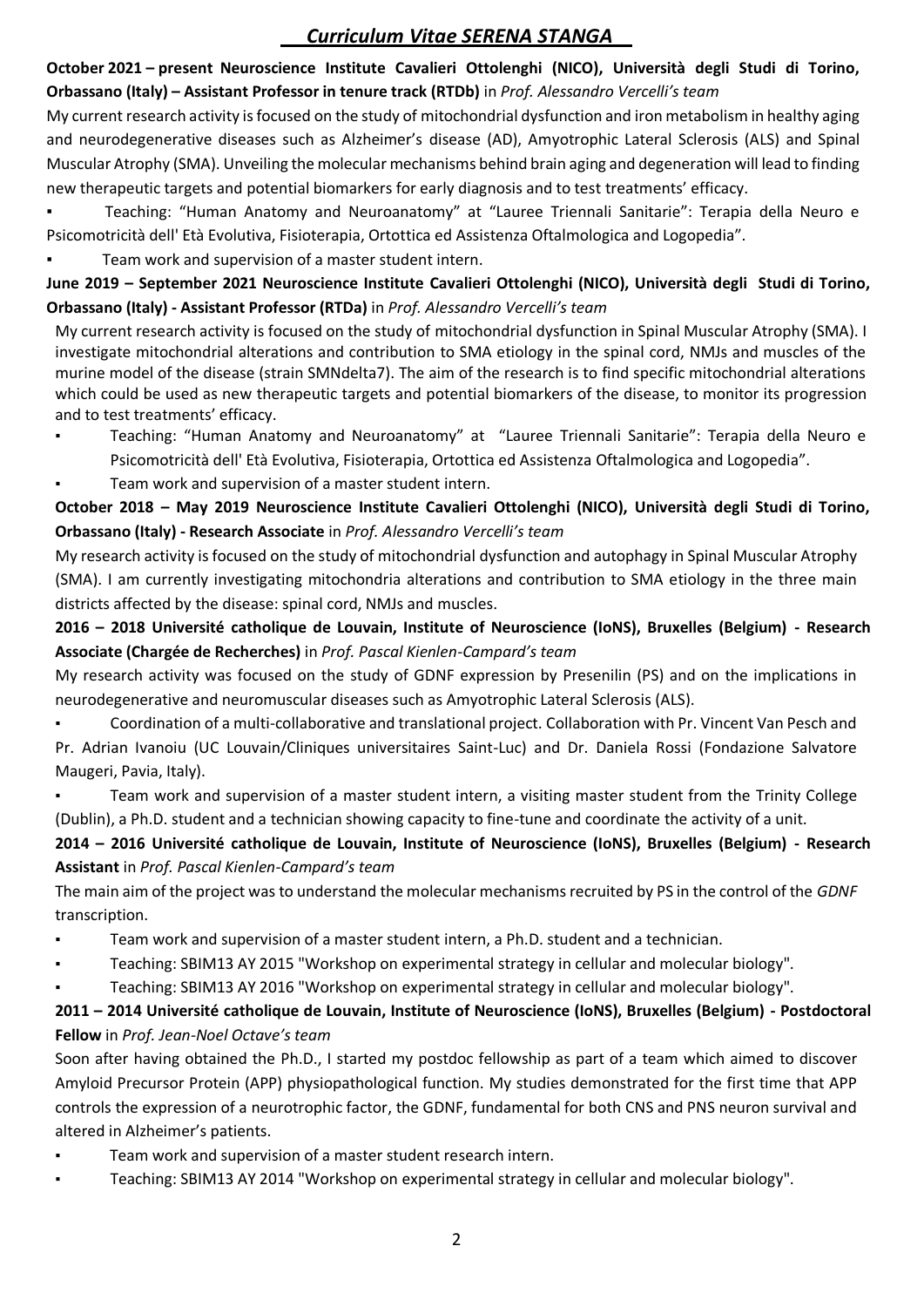# *Curriculum Vitae SERENA STANGA*

**October 2021 – present Neuroscience Institute Cavalieri Ottolenghi (NICO), Università degli Studi di Torino, Orbassano (Italy) – Assistant Professor in tenure track (RTDb)** in *Prof. Alessandro Vercelli's team*

My current research activity is focused on the study of mitochondrial dysfunction and iron metabolism in healthy aging and neurodegenerative diseases such as Alzheimer's disease (AD), Amyotrophic Lateral Sclerosis (ALS) and Spinal Muscular Atrophy (SMA). Unveiling the molecular mechanisms behind brain aging and degeneration will lead to finding new therapeutic targets and potential biomarkers for early diagnosis and to test treatments' efficacy.

- Teaching: "Human Anatomy and Neuroanatomy" at "Lauree Triennali Sanitarie": Terapia della Neuro e Psicomotricità dell' Età Evolutiva, Fisioterapia, Ortottica ed Assistenza Oftalmologica and Logopedia".
- Team work and supervision of a master student intern.

**June 2019 – September 2021 Neuroscience Institute Cavalieri Ottolenghi (NICO), Università degli Studi di Torino, Orbassano (Italy) - Assistant Professor (RTDa)** in *Prof. Alessandro Vercelli's team*

My current research activity is focused on the study of mitochondrial dysfunction in Spinal Muscular Atrophy (SMA). I investigate mitochondrial alterations and contribution to SMA etiology in the spinal cord, NMJs and muscles of the murine model of the disease (strain SMNdelta7). The aim of the research is to find specific mitochondrial alterations which could be used as new therapeutic targets and potential biomarkers of the disease, to monitor its progression and to test treatments' efficacy.

- Teaching: "Human Anatomy and Neuroanatomy" at "Lauree Triennali Sanitarie": Terapia della Neuro e Psicomotricità dell' Età Evolutiva, Fisioterapia, Ortottica ed Assistenza Oftalmologica and Logopedia".
- Team work and supervision of a master student intern.

**October 2018 – May 2019 Neuroscience Institute Cavalieri Ottolenghi (NICO), Università degli Studi di Torino, Orbassano (Italy) - Research Associate** in *Prof. Alessandro Vercelli's team*

My research activity is focused on the study of mitochondrial dysfunction and autophagy in Spinal Muscular Atrophy (SMA). I am currently investigating mitochondria alterations and contribution to SMA etiology in the three main districts affected by the disease: spinal cord, NMJs and muscles.

**2016 – 2018 Université catholique de Louvain, Institute of Neuroscience (IoNS), Bruxelles (Belgium) - Research Associate (Chargée de Recherches)** in *Prof. Pascal Kienlen-Campard's team*

My research activity was focused on the study of GDNF expression by Presenilin (PS) and on the implications in neurodegenerative and neuromuscular diseases such as Amyotrophic Lateral Sclerosis (ALS).

- Coordination of a multi-collaborative and translational project. Collaboration with Pr. Vincent Van Pesch and Pr. Adrian Ivanoiu (UC Louvain/Cliniques universitaires Saint-Luc) and Dr. Daniela Rossi (Fondazione Salvatore Maugeri, Pavia, Italy).
- Team work and supervision of a master student intern, a visiting master student from the Trinity College (Dublin), a Ph.D. student and a technician showing capacity to fine-tune and coordinate the activity of a unit.

**2014 – 2016 Université catholique de Louvain, Institute of Neuroscience (IoNS), Bruxelles (Belgium) - Research Assistant** in *Prof. Pascal Kienlen-Campard's team*

The main aim of the project was to understand the molecular mechanisms recruited by PS in the control of the *GDNF* transcription.

- Team work and supervision of a master student intern, a Ph.D. student and a technician.
- Teaching: SBIM13 AY 2015 "Workshop on experimental strategy in cellular and molecular biology".
- Teaching: SBIM13 AY 2016 "Workshop on experimental strategy in cellular and molecular biology".

**2011 – 2014 Université catholique de Louvain, Institute of Neuroscience (IoNS), Bruxelles (Belgium) - Postdoctoral Fellow** in *Prof. Jean-Noel Octave's team*

Soon after having obtained the Ph.D., I started my postdoc fellowship as part of a team which aimed to discover Amyloid Precursor Protein (APP) physiopathological function. My studies demonstrated for the first time that APP controls the expression of a neurotrophic factor, the GDNF, fundamental for both CNS and PNS neuron survival and altered in Alzheimer's patients.

- Team work and supervision of a master student research intern.
- Teaching: SBIM13 AY 2014 "Workshop on experimental strategy in cellular and molecular biology".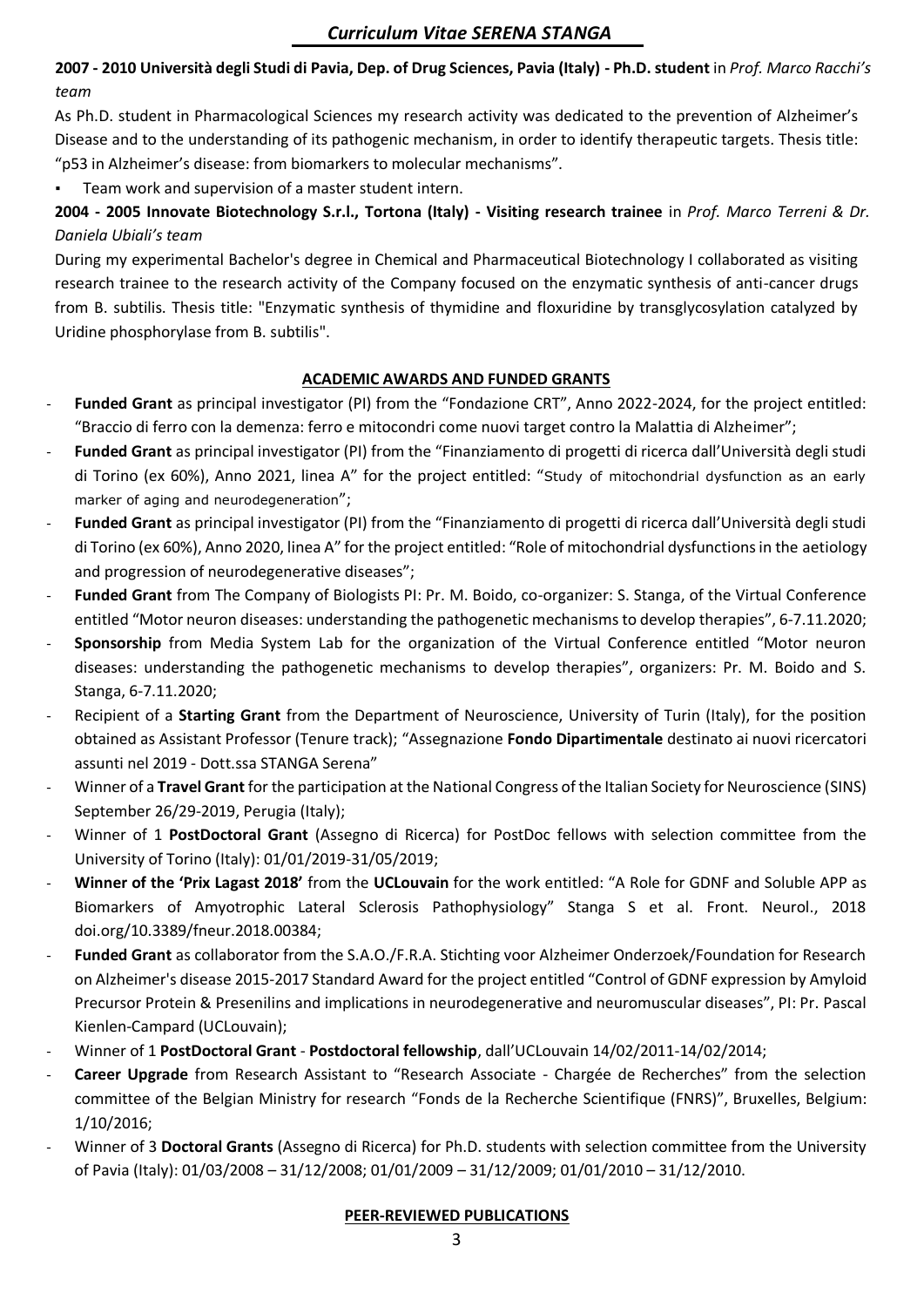**2007 - 2010 Università degli Studi di Pavia, Dep. of Drug Sciences, Pavia (Italy) - Ph.D. student** in *Prof. Marco Racchi's team*

As Ph.D. student in Pharmacological Sciences my research activity was dedicated to the prevention of Alzheimer's Disease and to the understanding of its pathogenic mechanism, in order to identify therapeutic targets. Thesis title: "p53 in Alzheimer's disease: from biomarkers to molecular mechanisms".

- Team work and supervision of a master student intern.

**2004 - 2005 Innovate Biotechnology S.r.l., Tortona (Italy) - Visiting research trainee** in *Prof. Marco Terreni & Dr. Daniela Ubiali's team*

During my experimental Bachelor's degree in Chemical and Pharmaceutical Biotechnology I collaborated as visiting research trainee to the research activity of the Company focused on the enzymatic synthesis of anti-cancer drugs from B. subtilis. Thesis title: "Enzymatic synthesis of thymidine and floxuridine by transglycosylation catalyzed by Uridine phosphorylase from B. subtilis".

## ACADEMIC AWARDS AND FUNDED GRANTS

- **Funded Grant** as principal investigator (PI) from the "Fondazione CRT", Anno 2022-2024, for the project entitled: "Braccio di ferro con la demenza: ferro e mitocondri come nuovi target contro la Malattia di Alzheimer";
- **Funded Grant** as principal investigator (PI) from the "Finanziamento di progetti di ricerca dall'Università degli studi di Torino (ex 60%), Anno 2021, linea A" for the project entitled: "Study of mitochondrial dysfunction as an early marker of aging and neurodegeneration";
- **Funded Grant** as principal investigator (PI) from the "Finanziamento di progetti di ricerca dall'Università degli studi di Torino (ex 60%), Anno 2020, linea A" for the project entitled: "Role of mitochondrial dysfunctions in the aetiology and progression of neurodegenerative diseases";
- **Funded Grant** from The Company of Biologists PI: Pr. M. Boido, co-organizer: S. Stanga, of the Virtual Conference entitled "Motor neuron diseases: understanding the pathogenetic mechanisms to develop therapies", 6-7.11.2020;
- **Sponsorship** from Media System Lab for the organization of the Virtual Conference entitled "Motor neuron diseases: understanding the pathogenetic mechanisms to develop therapies", organizers: Pr. M. Boido and S. Stanga, 6-7.11.2020;
- Recipient of a **Starting Grant** from the Department of Neuroscience, University of Turin (Italy), for the position obtained as Assistant Professor (Tenure track); "Assegnazione **Fondo Dipartimentale** destinato ai nuovi ricercatori assunti nel 2019 - Dott.ssa STANGA Serena"
- Winner of a **Travel Grant** for the participation at the National Congress of the Italian Society for Neuroscience (SINS) September 26/29-2019, Perugia (Italy);
- Winner of 1 **PostDoctoral Grant** (Assegno di Ricerca) for PostDoc fellows with selection committee from the University of Torino (Italy): 01/01/2019-31/05/2019;
- **Winner of the 'Prix Lagast 2018'** from the **UCLouvain** for the work entitled: "A Role for GDNF and Soluble APP as Biomarkers of Amyotrophic Lateral Sclerosis Pathophysiology" Stanga S et al. Front. Neurol., 2018 doi.org/10.3389/fneur.2018.00384;
- **Funded Grant** as collaborator from the S.A.O./F.R.A. Stichting voor Alzheimer Onderzoek/Foundation for Research on Alzheimer's disease 2015-2017 Standard Award for the project entitled "Control of GDNF expression by Amyloid Precursor Protein & Presenilins and implications in neurodegenerative and neuromuscular diseases", PI: Pr. Pascal Kienlen-Campard (UCLouvain);
- Winner of 1 **PostDoctoral Grant** - **Postdoctoral fellowship**, dall'UCLouvain 14/02/2011-14/02/2014;
- **Career Upgrade** from Research Assistant to "Research Associate - Chargée de Recherches" from the selection committee of the Belgian Ministry for research "Fonds de la Recherche Scientifique (FNRS)", Bruxelles, Belgium: 1/10/2016;
- Winner of 3 **Doctoral Grants** (Assegno di Ricerca) for Ph.D. students with selection committee from the University of Pavia (Italy): 01/03/2008 – 31/12/2008; 01/01/2009 – 31/12/2009; 01/01/2010 – 31/12/2010.

## PEER-REVIEWED PUBLICATIONS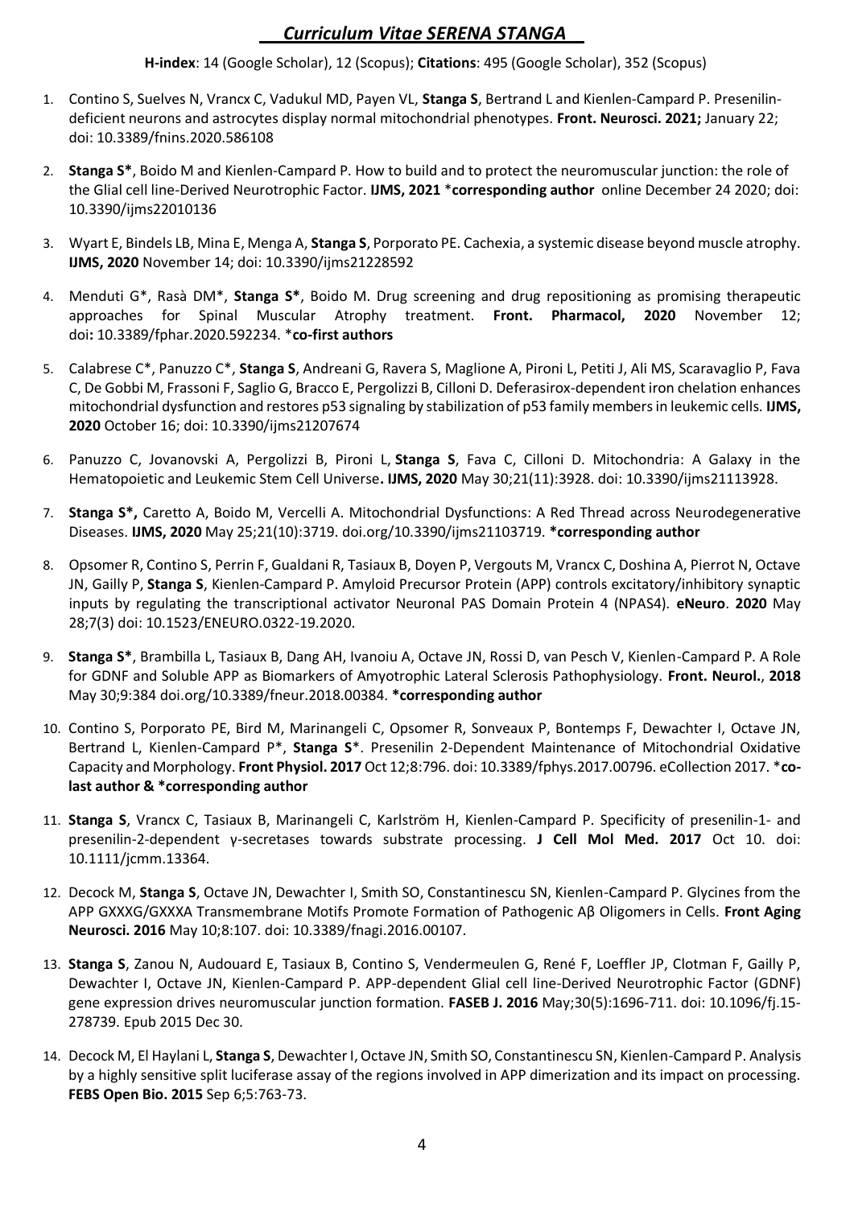# *Curriculum Vitae SERENA STANGA*

**H-index**: 14 (Google Scholar), 12 (Scopus); **Citations**: 495 (Google Scholar), 352 (Scopus)

1. Contino S, Suelves N, Vrancx C, Vadukul MD, Payen VL, **Stanga S**, Bertrand L and Kienlen-Campard P. Presenilin-deficient neurons and astrocytes display normal mitochondrial phenotypes. **Front. Neurosci. 2021;** January 22; doi: 10.3389/fnins.2020.586108

2. **Stanga S***, Boido M and Kienlen-Campard P. How to build and to protect the neuromuscular junction: the role of the Glial cell line-Derived Neurotrophic Factor. **IJMS, 2021** ***corresponding author** online December 24 2020; doi: 10.3390/ijms22010136

3. Wyart E, Bindels LB, Mina E, Menga A, **Stanga S**, Porporato PE. Cachexia, a systemic disease beyond muscle atrophy. **IJMS, 2020** November 14; doi: 10.3390/ijms21228592

4. Menduti G*, Rasà DM*, **Stanga S***, Boido M. Drug screening and drug repositioning as promising therapeutic approaches for Spinal Muscular Atrophy treatment. **Front. Pharmacol, 2020** November 12; doi**:** 10.3389/fphar.2020.592234. ***co-first authors**

5. Calabrese C*, Panuzzo C*, **Stanga S**, Andreani G, Ravera S, Maglione A, Pironi L, Petiti J, Ali MS, Scaravaglio P, Fava C, De Gobbi M, Frassoni F, Saglio G, Bracco E, Pergolizzi B, Cilloni D. Deferasirox-dependent iron chelation enhances mitochondrial dysfunction and restores p53 signaling by stabilization of p53 family members in leukemic cells. **IJMS, 2020** October 16; doi: 10.3390/ijms21207674

6. Panuzzo C, Jovanovski A, Pergolizzi B, Pironi L, **Stanga S**, Fava C, Cilloni D. Mitochondria: A Galaxy in the Hematopoietic and Leukemic Stem Cell Universe**. IJMS, 2020** May 30;21(11):3928. doi: 10.3390/ijms21113928.

7. **Stanga S*,** Caretto A, Boido M, Vercelli A. Mitochondrial Dysfunctions: A Red Thread across Neurodegenerative Diseases. **IJMS, 2020** May 25;21(10):3719. doi.org/10.3390/ijms21103719. ***corresponding author**

8. Opsomer R, Contino S, Perrin F, Gualdani R, Tasiaux B, Doyen P, Vergouts M, Vrancx C, Doshina A, Pierrot N, Octave JN, Gailly P, **Stanga S**, Kienlen-Campard P. Amyloid Precursor Protein (APP) controls excitatory/inhibitory synaptic inputs by regulating the transcriptional activator Neuronal PAS Domain Protein 4 (NPAS4). **eNeuro**. **2020** May 28;7(3) doi: 10.1523/ENEURO.0322-19.2020.

9. **Stanga S***, Brambilla L, Tasiaux B, Dang AH, Ivanoiu A, Octave JN, Rossi D, van Pesch V, Kienlen-Campard P. A Role for GDNF and Soluble APP as Biomarkers of Amyotrophic Lateral Sclerosis Pathophysiology. **Front. Neurol.**, **2018** May 30;9:384 doi.org/10.3389/fneur.2018.00384. ***corresponding author**

10. Contino S, Porporato PE, Bird M, Marinangeli C, Opsomer R, Sonveaux P, Bontemps F, Dewachter I, Octave JN, Bertrand L, Kienlen-Campard P*, **Stanga S***. Presenilin 2-Dependent Maintenance of Mitochondrial Oxidative Capacity and Morphology. **Front Physiol. 2017** Oct 12;8:796. doi: 10.3389/fphys.2017.00796. eCollection 2017. ***co-last author & *corresponding author**

11. **Stanga S**, Vrancx C, Tasiaux B, Marinangeli C, Karlström H, Kienlen-Campard P. Specificity of presenilin-1- and presenilin-2-dependent γ-secretases towards substrate processing. **J Cell Mol Med. 2017** Oct 10. doi: 10.1111/jcmm.13364.

12. Decock M, **Stanga S**, Octave JN, Dewachter I, Smith SO, Constantinescu SN, Kienlen-Campard P. Glycines from the APP GXXXG/GXXXA Transmembrane Motifs Promote Formation of Pathogenic Aβ Oligomers in Cells. **Front Aging Neurosci. 2016** May 10;8:107. doi: 10.3389/fnagi.2016.00107.

13. **Stanga S**, Zanou N, Audouard E, Tasiaux B, Contino S, Vendermeulen G, René F, Loeffler JP, Clotman F, Gailly P, Dewachter I, Octave JN, Kienlen-Campard P. APP-dependent Glial cell line-Derived Neurotrophic Factor (GDNF) gene expression drives neuromuscular junction formation. **FASEB J. 2016** May;30(5):1696-711. doi: 10.1096/fj.15-278739. Epub 2015 Dec 30.

14. Decock M, El Haylani L, **Stanga S**, Dewachter I, Octave JN, Smith SO, Constantinescu SN, Kienlen-Campard P. Analysis by a highly sensitive split luciferase assay of the regions involved in APP dimerization and its impact on processing. **FEBS Open Bio. 2015** Sep 6;5:763-73.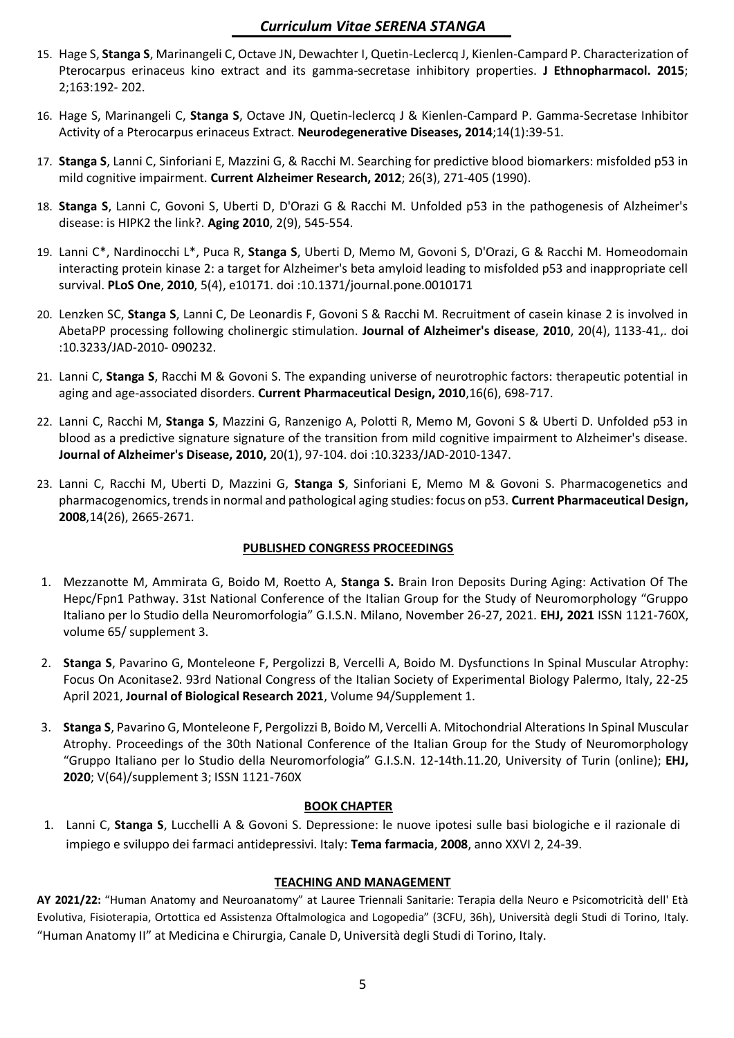15. Hage S, **Stanga S**, Marinangeli C, Octave JN, Dewachter I, Quetin-Leclercq J, Kienlen-Campard P. Characterization of Pterocarpus erinaceus kino extract and its gamma-secretase inhibitory properties. **J Ethnopharmacol. 2015**; 2;163:192- 202.

16. Hage S, Marinangeli C, **Stanga S**, Octave JN, Quetin-leclercq J & Kienlen-Campard P. Gamma-Secretase Inhibitor Activity of a Pterocarpus erinaceus Extract. **Neurodegenerative Diseases, 2014**;14(1):39-51.

17. **Stanga S**, Lanni C, Sinforiani E, Mazzini G, & Racchi M. Searching for predictive blood biomarkers: misfolded p53 in mild cognitive impairment. **Current Alzheimer Research, 2012**; 26(3), 271-405 (1990).

18. **Stanga S**, Lanni C, Govoni S, Uberti D, D'Orazi G & Racchi M. Unfolded p53 in the pathogenesis of Alzheimer's disease: is HIPK2 the link?. **Aging 2010**, 2(9), 545-554.

19. Lanni C*, Nardinocchi L*, Puca R, **Stanga S**, Uberti D, Memo M, Govoni S, D'Orazi, G & Racchi M. Homeodomain interacting protein kinase 2: a target for Alzheimer's beta amyloid leading to misfolded p53 and inappropriate cell survival. **PLoS One**, **2010**, 5(4), e10171. doi :10.1371/journal.pone.0010171

20. Lenzken SC, **Stanga S**, Lanni C, De Leonardis F, Govoni S & Racchi M. Recruitment of casein kinase 2 is involved in AbetaPP processing following cholinergic stimulation. **Journal of Alzheimer's disease**, **2010**, 20(4), 1133-41,. doi :10.3233/JAD-2010- 090232.

21. Lanni C, **Stanga S**, Racchi M & Govoni S. The expanding universe of neurotrophic factors: therapeutic potential in aging and age-associated disorders. **Current Pharmaceutical Design, 2010**,16(6), 698-717.

22. Lanni C, Racchi M, **Stanga S**, Mazzini G, Ranzenigo A, Polotti R, Memo M, Govoni S & Uberti D. Unfolded p53 in blood as a predictive signature signature of the transition from mild cognitive impairment to Alzheimer's disease. **Journal of Alzheimer's Disease, 2010,** 20(1), 97-104. doi :10.3233/JAD-2010-1347.

23. Lanni C, Racchi M, Uberti D, Mazzini G, **Stanga S**, Sinforiani E, Memo M & Govoni S. Pharmacogenetics and pharmacogenomics, trends in normal and pathological aging studies: focus on p53. **Current Pharmaceutical Design, 2008**,14(26), 2665-2671.

## PUBLISHED CONGRESS PROCEEDINGS

1. Mezzanotte M, Ammirata G, Boido M, Roetto A, **Stanga S.** Brain Iron Deposits During Aging: Activation Of The Hepc/Fpn1 Pathway. 31st National Conference of the Italian Group for the Study of Neuromorphology "Gruppo Italiano per lo Studio della Neuromorfologia" G.I.S.N. Milano, November 26-27, 2021. **EHJ, 2021** ISSN 1121-760X, volume 65/ supplement 3.

2. **Stanga S**, Pavarino G, Monteleone F, Pergolizzi B, Vercelli A, Boido M. Dysfunctions In Spinal Muscular Atrophy: Focus On Aconitase2. 93rd National Congress of the Italian Society of Experimental Biology Palermo, Italy, 22-25 April 2021, **Journal of Biological Research 2021**, Volume 94/Supplement 1.

3. **Stanga S**, Pavarino G, Monteleone F, Pergolizzi B, Boido M, Vercelli A. Mitochondrial Alterations In Spinal Muscular Atrophy. Proceedings of the 30th National Conference of the Italian Group for the Study of Neuromorphology "Gruppo Italiano per lo Studio della Neuromorfologia" G.I.S.N. 12-14th.11.20, University of Turin (online); **EHJ, 2020**; V(64)/supplement 3; ISSN 1121-760X

## BOOK CHAPTER

1. Lanni C, **Stanga S**, Lucchelli A & Govoni S. Depressione: le nuove ipotesi sulle basi biologiche e il razionale di impiego e sviluppo dei farmaci antidepressivi. Italy: **Tema farmacia**, **2008**, anno XXVI 2, 24-39.

## TEACHING AND MANAGEMENT

**AY 2021/22:** "Human Anatomy and Neuroanatomy" at Lauree Triennali Sanitarie: Terapia della Neuro e Psicomotricità dell' Età Evolutiva, Fisioterapia, Ortottica ed Assistenza Oftalmologica and Logopedia" (3CFU, 36h), Università degli Studi di Torino, Italy. "Human Anatomy II" at Medicina e Chirurgia, Canale D, Università degli Studi di Torino, Italy.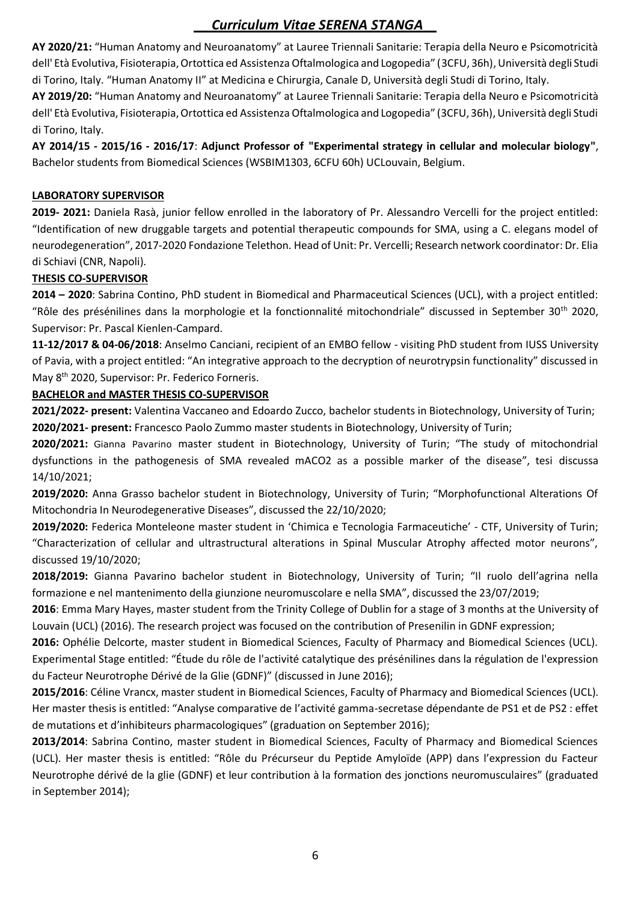**AY 2020/21:** "Human Anatomy and Neuroanatomy" at Lauree Triennali Sanitarie: Terapia della Neuro e Psicomotricità dell' Età Evolutiva, Fisioterapia, Ortottica ed Assistenza Oftalmologica and Logopedia" (3CFU, 36h), Università degli Studi di Torino, Italy. "Human Anatomy II" at Medicina e Chirurgia, Canale D, Università degli Studi di Torino, Italy.

**AY 2019/20:** "Human Anatomy and Neuroanatomy" at Lauree Triennali Sanitarie: Terapia della Neuro e Psicomotricità dell' Età Evolutiva, Fisioterapia, Ortottica ed Assistenza Oftalmologica and Logopedia" (3CFU, 36h), Università degli Studi di Torino, Italy.

**AY 2014/15 - 2015/16 - 2016/17**: **Adjunct Professor of "Experimental strategy in cellular and molecular biology"**, Bachelor students from Biomedical Sciences (WSBIM1303, 6CFU 60h) UCLouvain, Belgium.

**LABORATORY SUPERVISOR**

**2019- 2021:** Daniela Rasà, junior fellow enrolled in the laboratory of Pr. Alessandro Vercelli for the project entitled: "Identification of new druggable targets and potential therapeutic compounds for SMA, using a C. elegans model of neurodegeneration", 2017-2020 Fondazione Telethon. Head of Unit: Pr. Vercelli; Research network coordinator: Dr. Elia di Schiavi (CNR, Napoli).

**THESIS CO-SUPERVISOR**

**2014 – 2020**: Sabrina Contino, PhD student in Biomedical and Pharmaceutical Sciences (UCL), with a project entitled: "Rôle des présénilines dans la morphologie et la fonctionnalité mitochondriale" discussed in September 30th 2020, Supervisor: Pr. Pascal Kienlen-Campard.

**11-12/2017 & 04-06/2018**: Anselmo Canciani, recipient of an EMBO fellow - visiting PhD student from IUSS University of Pavia, with a project entitled: "An integrative approach to the decryption of neurotrypsin functionality" discussed in May 8th 2020, Supervisor: Pr. Federico Forneris.

**BACHELOR and MASTER THESIS CO-SUPERVISOR**

**2021/2022- present:** Valentina Vaccaneo and Edoardo Zucco, bachelor students in Biotechnology, University of Turin;

**2020/2021- present:** Francesco Paolo Zummo master students in Biotechnology, University of Turin;

**2020/2021:** Gianna Pavarino master student in Biotechnology, University of Turin; "The study of mitochondrial dysfunctions in the pathogenesis of SMA revealed mACO2 as a possible marker of the disease", tesi discussa 14/10/2021;

**2019/2020:** Anna Grasso bachelor student in Biotechnology, University of Turin; "Morphofunctional Alterations Of Mitochondria In Neurodegenerative Diseases", discussed the 22/10/2020;

**2019/2020:** Federica Monteleone master student in 'Chimica e Tecnologia Farmaceutiche' - CTF, University of Turin; "Characterization of cellular and ultrastructural alterations in Spinal Muscular Atrophy affected motor neurons", discussed 19/10/2020;

**2018/2019:** Gianna Pavarino bachelor student in Biotechnology, University of Turin; "Il ruolo dell'agrina nella formazione e nel mantenimento della giunzione neuromuscolare e nella SMA", discussed the 23/07/2019;

**2016**: Emma Mary Hayes, master student from the Trinity College of Dublin for a stage of 3 months at the University of Louvain (UCL) (2016). The research project was focused on the contribution of Presenilin in GDNF expression;

**2016:** Ophélie Delcorte, master student in Biomedical Sciences, Faculty of Pharmacy and Biomedical Sciences (UCL). Experimental Stage entitled: "Étude du rôle de l'activité catalytique des présénilines dans la régulation de l'expression du Facteur Neurotrophe Dérivé de la Glie (GDNF)" (discussed in June 2016);

**2015/2016**: Céline Vrancx, master student in Biomedical Sciences, Faculty of Pharmacy and Biomedical Sciences (UCL). Her master thesis is entitled: "Analyse comparative de l'activité gamma-secretase dépendante de PS1 et de PS2 : effet de mutations et d'inhibiteurs pharmacologiques" (graduation on September 2016);

**2013/2014**: Sabrina Contino, master student in Biomedical Sciences, Faculty of Pharmacy and Biomedical Sciences (UCL). Her master thesis is entitled: "Rôle du Précurseur du Peptide Amyloïde (APP) dans l'expression du Facteur Neurotrophe dérivé de la glie (GDNF) et leur contribution à la formation des jonctions neuromusculaires" (graduated in September 2014);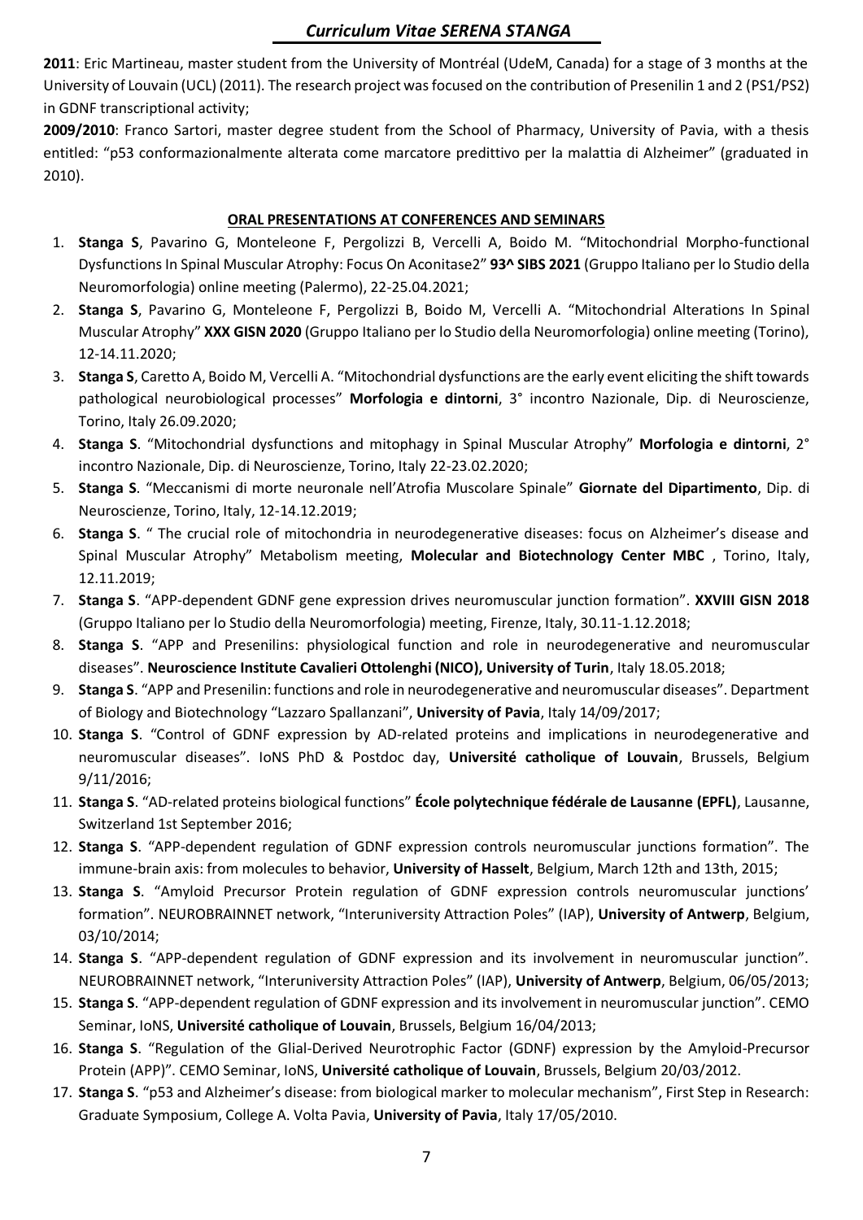**2011**: Eric Martineau, master student from the University of Montréal (UdeM, Canada) for a stage of 3 months at the University of Louvain (UCL) (2011). The research project was focused on the contribution of Presenilin 1 and 2 (PS1/PS2) in GDNF transcriptional activity;

**2009/2010**: Franco Sartori, master degree student from the School of Pharmacy, University of Pavia, with a thesis entitled: "p53 conformazionalmente alterata come marcatore predittivo per la malattia di Alzheimer" (graduated in 2010).

## ORAL PRESENTATIONS AT CONFERENCES AND SEMINARS

1. **Stanga S**, Pavarino G, Monteleone F, Pergolizzi B, Vercelli A, Boido M. "Mitochondrial Morpho-functional Dysfunctions In Spinal Muscular Atrophy: Focus On Aconitase2" **93^ SIBS 2021** (Gruppo Italiano per lo Studio della Neuromorfologia) online meeting (Palermo), 22-25.04.2021;
2. **Stanga S**, Pavarino G, Monteleone F, Pergolizzi B, Boido M, Vercelli A. "Mitochondrial Alterations In Spinal Muscular Atrophy" **XXX GISN 2020** (Gruppo Italiano per lo Studio della Neuromorfologia) online meeting (Torino), 12-14.11.2020;
3. **Stanga S**, Caretto A, Boido M, Vercelli A. "Mitochondrial dysfunctions are the early event eliciting the shift towards pathological neurobiological processes" **Morfologia e dintorni**, 3° incontro Nazionale, Dip. di Neuroscienze, Torino, Italy 26.09.2020;
4. **Stanga S**. "Mitochondrial dysfunctions and mitophagy in Spinal Muscular Atrophy" **Morfologia e dintorni**, 2° incontro Nazionale, Dip. di Neuroscienze, Torino, Italy 22-23.02.2020;
5. **Stanga S**. "Meccanismi di morte neuronale nell'Atrofia Muscolare Spinale" **Giornate del Dipartimento**, Dip. di Neuroscienze, Torino, Italy, 12-14.12.2019;
6. **Stanga S**. " The crucial role of mitochondria in neurodegenerative diseases: focus on Alzheimer's disease and Spinal Muscular Atrophy" Metabolism meeting, **Molecular and Biotechnology Center MBC** , Torino, Italy, 12.11.2019;
7. **Stanga S**. "APP-dependent GDNF gene expression drives neuromuscular junction formation". **XXVIII GISN 2018** (Gruppo Italiano per lo Studio della Neuromorfologia) meeting, Firenze, Italy, 30.11-1.12.2018;
8. **Stanga S**. "APP and Presenilins: physiological function and role in neurodegenerative and neuromuscular diseases". **Neuroscience Institute Cavalieri Ottolenghi (NICO), University of Turin**, Italy 18.05.2018;
9. **Stanga S**. "APP and Presenilin: functions and role in neurodegenerative and neuromuscular diseases". Department of Biology and Biotechnology "Lazzaro Spallanzani", **University of Pavia**, Italy 14/09/2017;
10. **Stanga S**. "Control of GDNF expression by AD-related proteins and implications in neurodegenerative and neuromuscular diseases". IoNS PhD & Postdoc day, **Université catholique of Louvain**, Brussels, Belgium 9/11/2016;
11. **Stanga S**. "AD-related proteins biological functions" **École polytechnique fédérale de Lausanne (EPFL)**, Lausanne, Switzerland 1st September 2016;
12. **Stanga S**. "APP-dependent regulation of GDNF expression controls neuromuscular junctions formation". The immune-brain axis: from molecules to behavior, **University of Hasselt**, Belgium, March 12th and 13th, 2015;
13. **Stanga S**. "Amyloid Precursor Protein regulation of GDNF expression controls neuromuscular junctions' formation". NEUROBRAINNET network, "Interuniversity Attraction Poles" (IAP), **University of Antwerp**, Belgium, 03/10/2014;
14. **Stanga S**. "APP-dependent regulation of GDNF expression and its involvement in neuromuscular junction". NEUROBRAINNET network, "Interuniversity Attraction Poles" (IAP), **University of Antwerp**, Belgium, 06/05/2013;
15. **Stanga S**. "APP-dependent regulation of GDNF expression and its involvement in neuromuscular junction". CEMO Seminar, IoNS, **Université catholique of Louvain**, Brussels, Belgium 16/04/2013;
16. **Stanga S**. "Regulation of the Glial-Derived Neurotrophic Factor (GDNF) expression by the Amyloid-Precursor Protein (APP)". CEMO Seminar, IoNS, **Université catholique of Louvain**, Brussels, Belgium 20/03/2012.
17. **Stanga S**. "p53 and Alzheimer's disease: from biological marker to molecular mechanism", First Step in Research: Graduate Symposium, College A. Volta Pavia, **University of Pavia**, Italy 17/05/2010.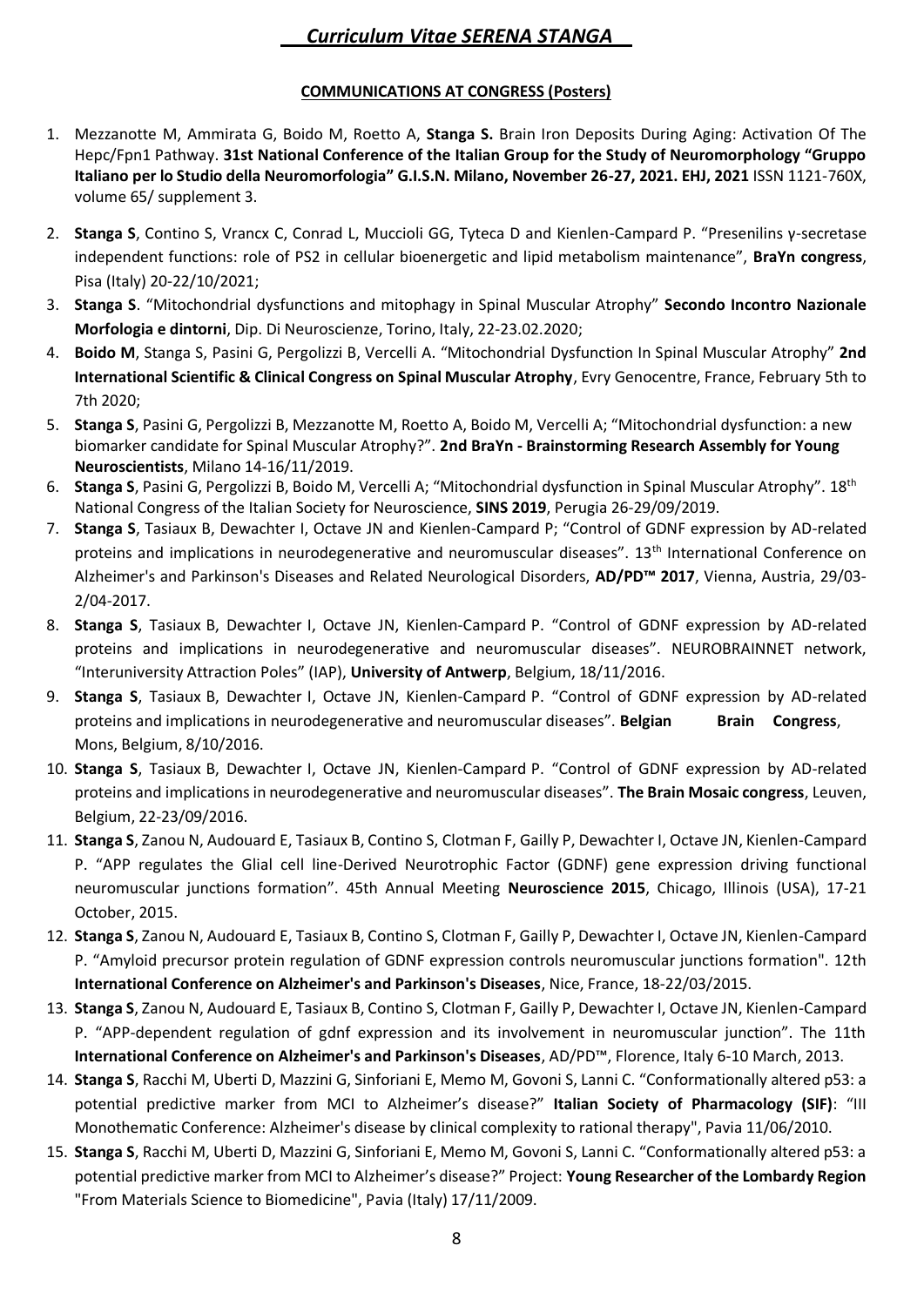## COMMUNICATIONS AT CONGRESS (Posters)

1. Mezzanotte M, Ammirata G, Boido M, Roetto A, **Stanga S.** Brain Iron Deposits During Aging: Activation Of The Hepc/Fpn1 Pathway. **31st National Conference of the Italian Group for the Study of Neuromorphology "Gruppo Italiano per lo Studio della Neuromorfologia" G.I.S.N. Milano, November 26-27, 2021. EHJ, 2021** ISSN 1121-760X, volume 65/ supplement 3.
2. **Stanga S**, Contino S, Vrancx C, Conrad L, Muccioli GG, Tyteca D and Kienlen-Campard P. "Presenilins γ-secretase independent functions: role of PS2 in cellular bioenergetic and lipid metabolism maintenance", **BraYn congress**, Pisa (Italy) 20-22/10/2021;
3. **Stanga S**. "Mitochondrial dysfunctions and mitophagy in Spinal Muscular Atrophy" **Secondo Incontro Nazionale Morfologia e dintorni**, Dip. Di Neuroscienze, Torino, Italy, 22-23.02.2020;
4. **Boido M**, Stanga S, Pasini G, Pergolizzi B, Vercelli A. "Mitochondrial Dysfunction In Spinal Muscular Atrophy" **2nd International Scientific & Clinical Congress on Spinal Muscular Atrophy**, Evry Genocentre, France, February 5th to 7th 2020;
5. **Stanga S**, Pasini G, Pergolizzi B, Mezzanotte M, Roetto A, Boido M, Vercelli A; "Mitochondrial dysfunction: a new biomarker candidate for Spinal Muscular Atrophy?". **2nd BraYn - Brainstorming Research Assembly for Young Neuroscientists**, Milano 14-16/11/2019.
6. **Stanga S**, Pasini G, Pergolizzi B, Boido M, Vercelli A; "Mitochondrial dysfunction in Spinal Muscular Atrophy". 18th National Congress of the Italian Society for Neuroscience, **SINS 2019**, Perugia 26-29/09/2019.
7. **Stanga S**, Tasiaux B, Dewachter I, Octave JN and Kienlen-Campard P; "Control of GDNF expression by AD-related proteins and implications in neurodegenerative and neuromuscular diseases". 13th International Conference on Alzheimer's and Parkinson's Diseases and Related Neurological Disorders, **AD/PD™ 2017**, Vienna, Austria, 29/03-2/04-2017.
8. **Stanga S**, Tasiaux B, Dewachter I, Octave JN, Kienlen-Campard P. "Control of GDNF expression by AD-related proteins and implications in neurodegenerative and neuromuscular diseases". NEUROBRAINNET network, "Interuniversity Attraction Poles" (IAP), **University of Antwerp**, Belgium, 18/11/2016.
9. **Stanga S**, Tasiaux B, Dewachter I, Octave JN, Kienlen-Campard P. "Control of GDNF expression by AD-related proteins and implications in neurodegenerative and neuromuscular diseases". **Belgian Brain Congress**, Mons, Belgium, 8/10/2016.
10. **Stanga S**, Tasiaux B, Dewachter I, Octave JN, Kienlen-Campard P. "Control of GDNF expression by AD-related proteins and implications in neurodegenerative and neuromuscular diseases". **The Brain Mosaic congress**, Leuven, Belgium, 22-23/09/2016.
11. **Stanga S**, Zanou N, Audouard E, Tasiaux B, Contino S, Clotman F, Gailly P, Dewachter I, Octave JN, Kienlen-Campard P. "APP regulates the Glial cell line-Derived Neurotrophic Factor (GDNF) gene expression driving functional neuromuscular junctions formation". 45th Annual Meeting **Neuroscience 2015**, Chicago, Illinois (USA), 17-21 October, 2015.
12. **Stanga S**, Zanou N, Audouard E, Tasiaux B, Contino S, Clotman F, Gailly P, Dewachter I, Octave JN, Kienlen-Campard P. "Amyloid precursor protein regulation of GDNF expression controls neuromuscular junctions formation". 12th **International Conference on Alzheimer's and Parkinson's Diseases**, Nice, France, 18-22/03/2015.
13. **Stanga S**, Zanou N, Audouard E, Tasiaux B, Contino S, Clotman F, Gailly P, Dewachter I, Octave JN, Kienlen-Campard P. "APP-dependent regulation of gdnf expression and its involvement in neuromuscular junction". The 11th **International Conference on Alzheimer's and Parkinson's Diseases**, AD/PD™, Florence, Italy 6-10 March, 2013.
14. **Stanga S**, Racchi M, Uberti D, Mazzini G, Sinforiani E, Memo M, Govoni S, Lanni C. "Conformationally altered p53: a potential predictive marker from MCI to Alzheimer's disease?" **Italian Society of Pharmacology (SIF)**: "III Monothematic Conference: Alzheimer's disease by clinical complexity to rational therapy", Pavia 11/06/2010.
15. **Stanga S**, Racchi M, Uberti D, Mazzini G, Sinforiani E, Memo M, Govoni S, Lanni C. "Conformationally altered p53: a potential predictive marker from MCI to Alzheimer's disease?" Project: **Young Researcher of the Lombardy Region** "From Materials Science to Biomedicine", Pavia (Italy) 17/11/2009.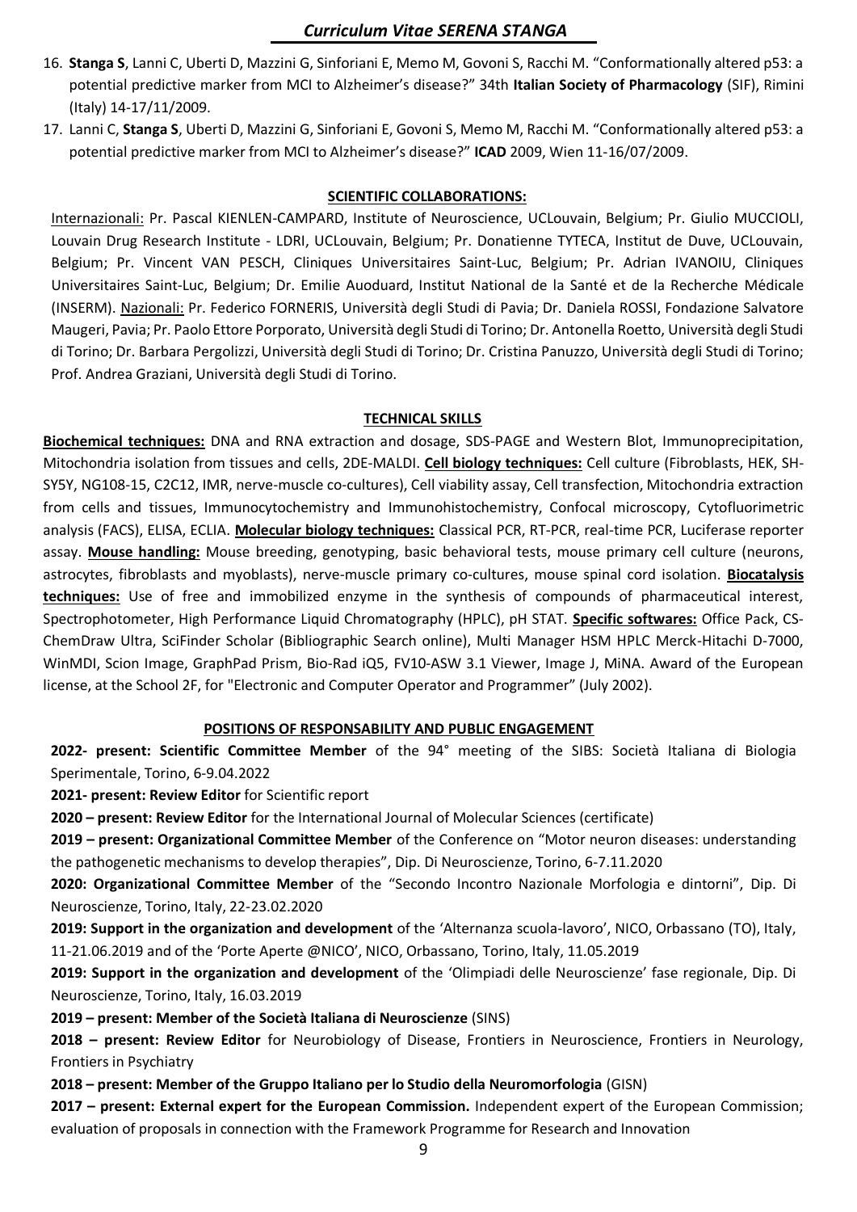16. **Stanga S**, Lanni C, Uberti D, Mazzini G, Sinforiani E, Memo M, Govoni S, Racchi M. "Conformationally altered p53: a potential predictive marker from MCI to Alzheimer's disease?" 34th **Italian Society of Pharmacology** (SIF), Rimini (Italy) 14-17/11/2009.
17. Lanni C, **Stanga S**, Uberti D, Mazzini G, Sinforiani E, Govoni S, Memo M, Racchi M. "Conformationally altered p53: a potential predictive marker from MCI to Alzheimer's disease?" **ICAD** 2009, Wien 11-16/07/2009.

## SCIENTIFIC COLLABORATIONS:

Internazionali: Pr. Pascal KIENLEN-CAMPARD, Institute of Neuroscience, UCLouvain, Belgium; Pr. Giulio MUCCIOLI, Louvain Drug Research Institute - LDRI, UCLouvain, Belgium; Pr. Donatienne TYTECA, Institut de Duve, UCLouvain, Belgium; Pr. Vincent VAN PESCH, Cliniques Universitaires Saint-Luc, Belgium; Pr. Adrian IVANOIU, Cliniques Universitaires Saint-Luc, Belgium; Dr. Emilie Auoduard, Institut National de la Santé et de la Recherche Médicale (INSERM). Nazionali: Pr. Federico FORNERIS, Università degli Studi di Pavia; Dr. Daniela ROSSI, Fondazione Salvatore Maugeri, Pavia; Pr. Paolo Ettore Porporato, Università degli Studi di Torino; Dr. Antonella Roetto, Università degli Studi di Torino; Dr. Barbara Pergolizzi, Università degli Studi di Torino; Dr. Cristina Panuzzo, Università degli Studi di Torino; Prof. Andrea Graziani, Università degli Studi di Torino.

## TECHNICAL SKILLS

**Biochemical techniques:** DNA and RNA extraction and dosage, SDS-PAGE and Western Blot, Immunoprecipitation, Mitochondria isolation from tissues and cells, 2DE-MALDI. **Cell biology techniques:** Cell culture (Fibroblasts, HEK, SH-SY5Y, NG108-15, C2C12, IMR, nerve-muscle co-cultures), Cell viability assay, Cell transfection, Mitochondria extraction from cells and tissues, Immunocytochemistry and Immunohistochemistry, Confocal microscopy, Cytofluorimetric analysis (FACS), ELISA, ECLIA. **Molecular biology techniques:** Classical PCR, RT-PCR, real-time PCR, Luciferase reporter assay. **Mouse handling:** Mouse breeding, genotyping, basic behavioral tests, mouse primary cell culture (neurons, astrocytes, fibroblasts and myoblasts), nerve-muscle primary co-cultures, mouse spinal cord isolation. **Biocatalysis techniques:** Use of free and immobilized enzyme in the synthesis of compounds of pharmaceutical interest, Spectrophotometer, High Performance Liquid Chromatography (HPLC), pH STAT. **Specific softwares:** Office Pack, CS-ChemDraw Ultra, SciFinder Scholar (Bibliographic Search online), Multi Manager HSM HPLC Merck-Hitachi D-7000, WinMDI, Scion Image, GraphPad Prism, Bio-Rad iQ5, FV10-ASW 3.1 Viewer, Image J, MiNA. Award of the European license, at the School 2F, for "Electronic and Computer Operator and Programmer" (July 2002).

## POSITIONS OF RESPONSABILITY AND PUBLIC ENGAGEMENT

**2022- present: Scientific Committee Member** of the 94° meeting of the SIBS: Società Italiana di Biologia Sperimentale, Torino, 6-9.04.2022

**2021- present: Review Editor** for Scientific report

**2020 – present: Review Editor** for the International Journal of Molecular Sciences (certificate)

**2019 – present: Organizational Committee Member** of the Conference on "Motor neuron diseases: understanding the pathogenetic mechanisms to develop therapies", Dip. Di Neuroscienze, Torino, 6-7.11.2020

**2020: Organizational Committee Member** of the "Secondo Incontro Nazionale Morfologia e dintorni", Dip. Di Neuroscienze, Torino, Italy, 22-23.02.2020

**2019: Support in the organization and development** of the 'Alternanza scuola-lavoro', NICO, Orbassano (TO), Italy, 11-21.06.2019 and of the 'Porte Aperte @NICO', NICO, Orbassano, Torino, Italy, 11.05.2019

**2019: Support in the organization and development** of the 'Olimpiadi delle Neuroscienze' fase regionale, Dip. Di Neuroscienze, Torino, Italy, 16.03.2019

**2019 – present: Member of the Società Italiana di Neuroscienze** (SINS)

**2018 – present: Review Editor** for Neurobiology of Disease, Frontiers in Neuroscience, Frontiers in Neurology, Frontiers in Psychiatry

**2018 – present: Member of the Gruppo Italiano per lo Studio della Neuromorfologia** (GISN)

**2017 – present: External expert for the European Commission.** Independent expert of the European Commission; evaluation of proposals in connection with the Framework Programme for Research and Innovation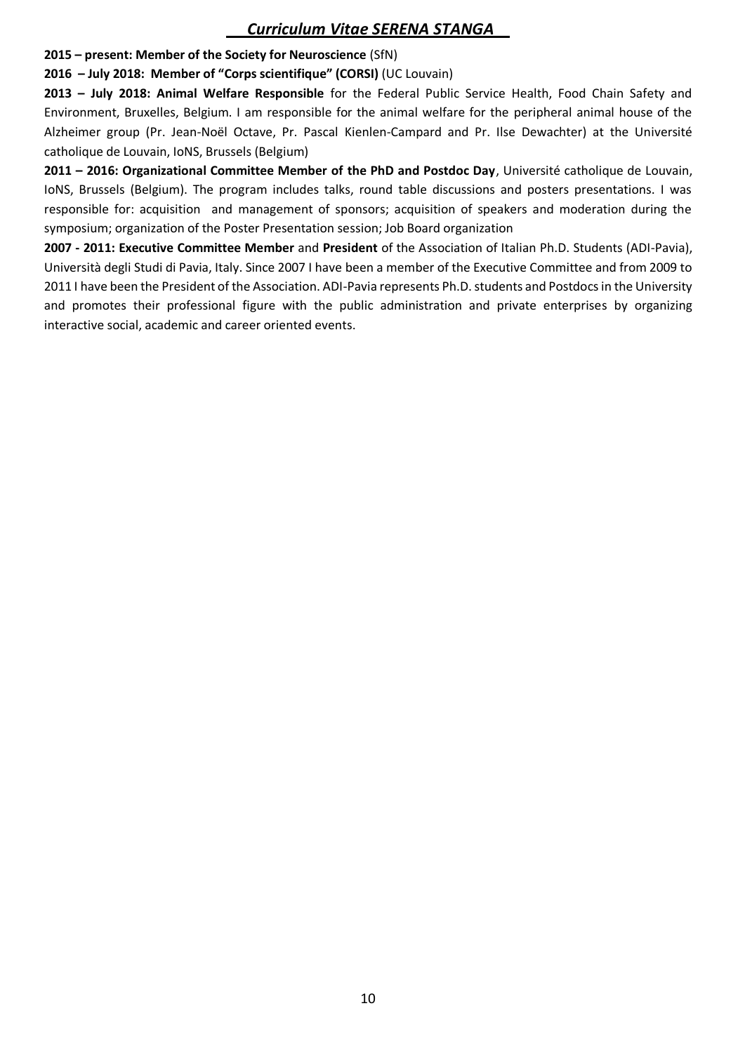**2015 – present: Member of the Society for Neuroscience** (SfN)

**2016 – July 2018: Member of "Corps scientifique" (CORSI)** (UC Louvain)

**2013 – July 2018: Animal Welfare Responsible** for the Federal Public Service Health, Food Chain Safety and Environment, Bruxelles, Belgium. I am responsible for the animal welfare for the peripheral animal house of the Alzheimer group (Pr. Jean-Noël Octave, Pr. Pascal Kienlen-Campard and Pr. Ilse Dewachter) at the Université catholique de Louvain, IoNS, Brussels (Belgium)

**2011 – 2016: Organizational Committee Member of the PhD and Postdoc Day**, Université catholique de Louvain, IoNS, Brussels (Belgium). The program includes talks, round table discussions and posters presentations. I was responsible for: acquisition and management of sponsors; acquisition of speakers and moderation during the symposium; organization of the Poster Presentation session; Job Board organization

**2007 - 2011: Executive Committee Member** and **President** of the Association of Italian Ph.D. Students (ADI-Pavia), Università degli Studi di Pavia, Italy. Since 2007 I have been a member of the Executive Committee and from 2009 to 2011 I have been the President of the Association. ADI-Pavia represents Ph.D. students and Postdocs in the University and promotes their professional figure with the public administration and private enterprises by organizing interactive social, academic and career oriented events.